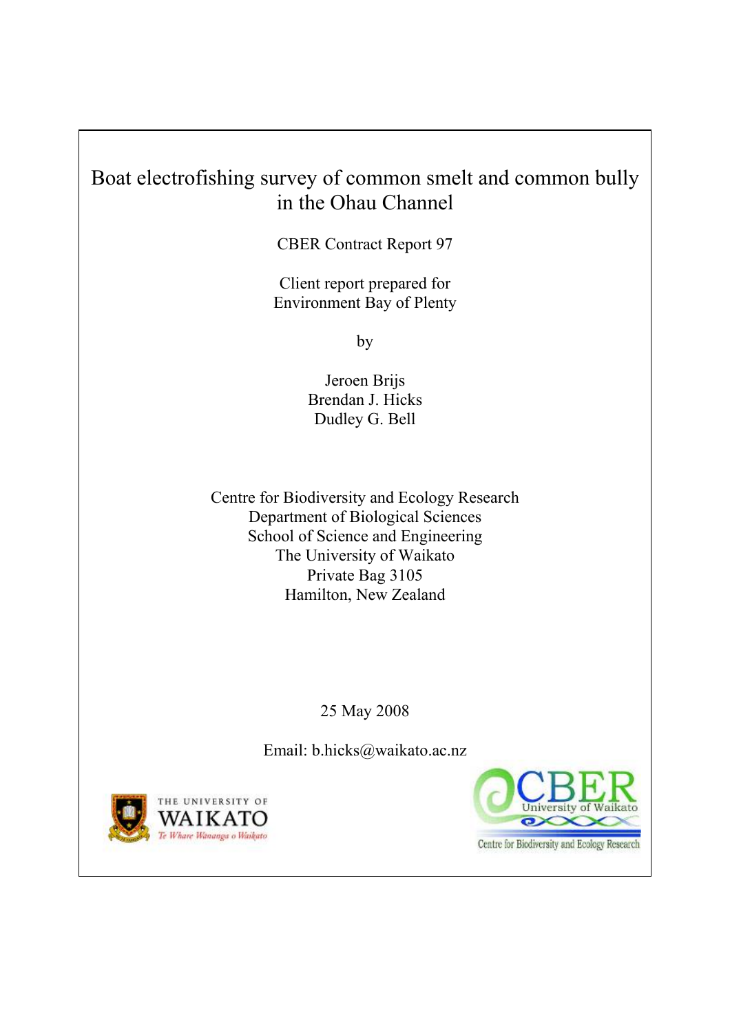# Boat electrofishing survey of common smelt and common bully in the Ohau Channel

CBER Contract Report 97

Client report prepared for
Environment Bay of Plenty

by

Jeroen Brijs
Brendan J. Hicks
Dudley G. Bell

Centre for Biodiversity and Ecology Research
Department of Biological Sciences
School of Science and Engineering
The University of Waikato
Private Bag 3105
Hamilton, New Zealand

25 May 2008

Email: b.hicks@waikato.ac.nz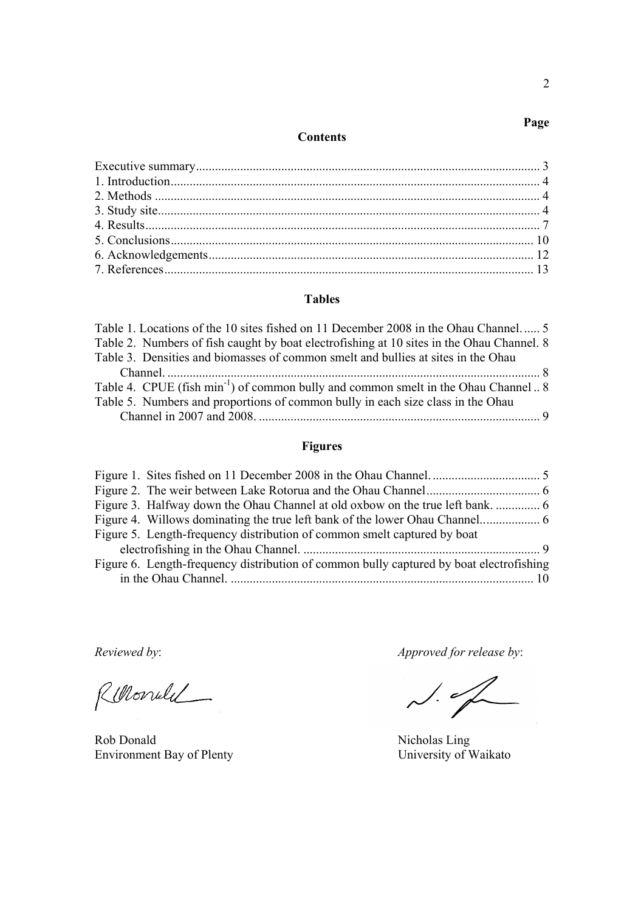## Contents

**Page**

| | |
|---|---|
| Executive summary | 3 |
| 1. Introduction | 4 |
| 2. Methods | 4 |
| 3. Study site | 4 |
| 4. Results | 7 |
| 5. Conclusions | 10 |
| 6. Acknowledgements | 12 |
| 7. References | 13 |

## Tables

| | |
|---|---|
| Table 1. Locations of the 10 sites fished on 11 December 2008 in the Ohau Channel. | 5 |
| Table 2. Numbers of fish caught by boat electrofishing at 10 sites in the Ohau Channel. | 8 |
| Table 3. Densities and biomasses of common smelt and bullies at sites in the Ohau Channel. | 8 |
| Table 4. CPUE (fish $min^{-1}$) of common bully and common smelt in the Ohau Channel | 8 |
| Table 5. Numbers and proportions of common bully in each size class in the Ohau Channel in 2007 and 2008. | 9 |

## Figures

| | |
|---|---|
| Figure 1. Sites fished on 11 December 2008 in the Ohau Channel. | 5 |
| Figure 2. The weir between Lake Rotorua and the Ohau Channel | 6 |
| Figure 3. Halfway down the Ohau Channel at old oxbow on the true left bank. | 6 |
| Figure 4. Willows dominating the true left bank of the lower Ohau Channel | 6 |
| Figure 5. Length-frequency distribution of common smelt captured by boat electrofishing in the Ohau Channel. | 9 |
| Figure 6. Length-frequency distribution of common bully captured by boat electrofishing in the Ohau Channel. | 10 |

*Reviewed by*:

Rob Donald
Environment Bay of Plenty

*Approved for release by*:

Nicholas Ling
University of Waikato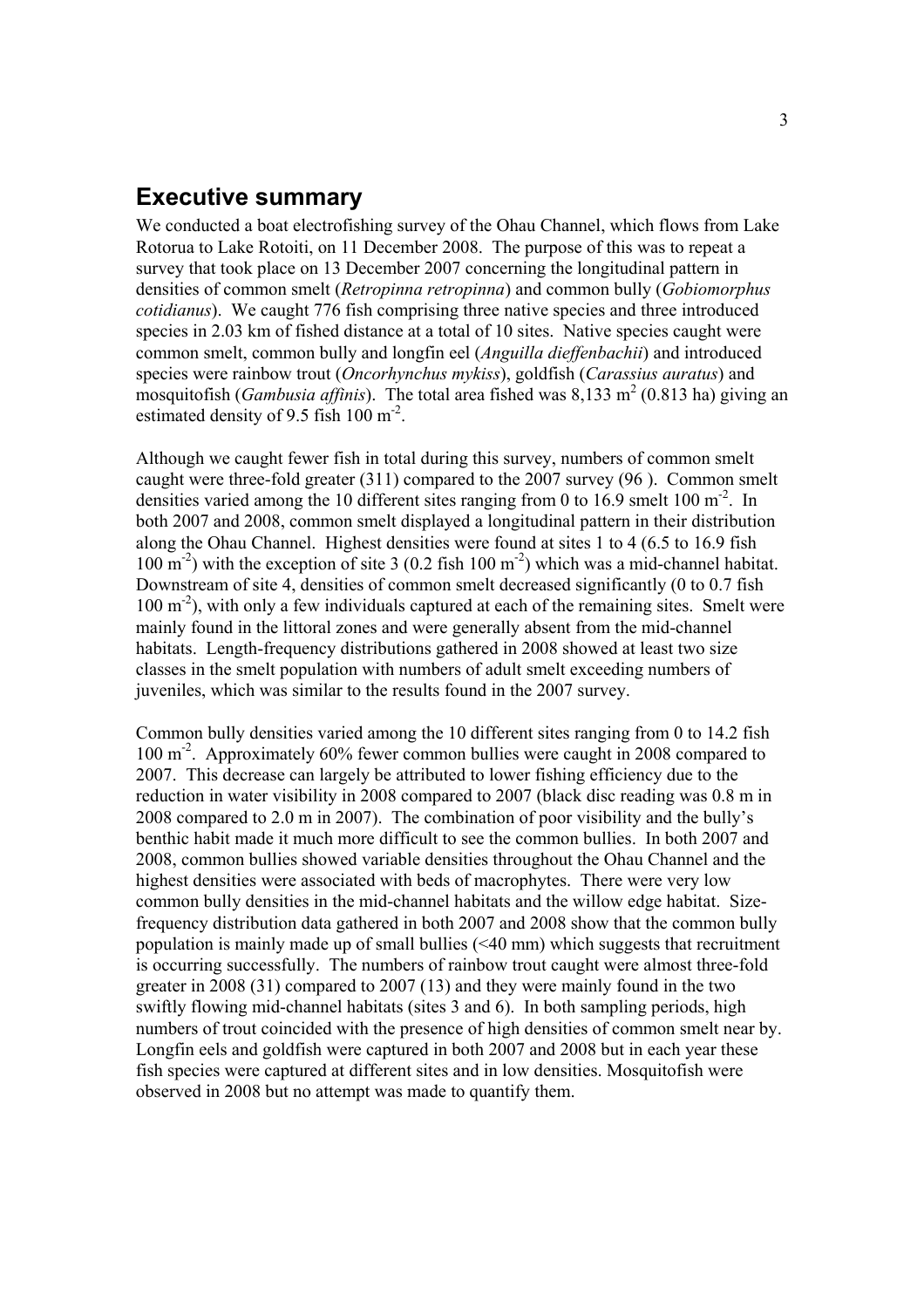## Executive summary

We conducted a boat electrofishing survey of the Ohau Channel, which flows from Lake Rotorua to Lake Rotoiti, on 11 December 2008. The purpose of this was to repeat a survey that took place on 13 December 2007 concerning the longitudinal pattern in densities of common smelt (*Retropinna retropinna*) and common bully (*Gobiomorphus cotidianus*). We caught 776 fish comprising three native species and three introduced species in 2.03 km of fished distance at a total of 10 sites. Native species caught were common smelt, common bully and longfin eel (*Anguilla dieffenbachii*) and introduced species were rainbow trout (*Oncorhynchus mykiss*), goldfish (*Carassius auratus*) and mosquitofish (*Gambusia affinis*). The total area fished was 8,133 $m^2$ (0.813 ha) giving an estimated density of 9.5 fish 100 $m^{-2}$.

Although we caught fewer fish in total during this survey, numbers of common smelt caught were three-fold greater (311) compared to the 2007 survey (96 ). Common smelt densities varied among the 10 different sites ranging from 0 to 16.9 smelt 100 $m^{-2}$. In both 2007 and 2008, common smelt displayed a longitudinal pattern in their distribution along the Ohau Channel. Highest densities were found at sites 1 to 4 (6.5 to 16.9 fish 100 $m^{-2}$) with the exception of site 3 (0.2 fish 100 $m^{-2}$) which was a mid-channel habitat. Downstream of site 4, densities of common smelt decreased significantly (0 to 0.7 fish 100 $m^{-2}$), with only a few individuals captured at each of the remaining sites. Smelt were mainly found in the littoral zones and were generally absent from the mid-channel habitats. Length-frequency distributions gathered in 2008 showed at least two size classes in the smelt population with numbers of adult smelt exceeding numbers of juveniles, which was similar to the results found in the 2007 survey.

Common bully densities varied among the 10 different sites ranging from 0 to 14.2 fish 100 $m^{-2}$. Approximately 60% fewer common bullies were caught in 2008 compared to 2007. This decrease can largely be attributed to lower fishing efficiency due to the reduction in water visibility in 2008 compared to 2007 (black disc reading was 0.8 m in 2008 compared to 2.0 m in 2007). The combination of poor visibility and the bully's benthic habit made it much more difficult to see the common bullies. In both 2007 and 2008, common bullies showed variable densities throughout the Ohau Channel and the highest densities were associated with beds of macrophytes. There were very low common bully densities in the mid-channel habitats and the willow edge habitat. Size-frequency distribution data gathered in both 2007 and 2008 show that the common bully population is mainly made up of small bullies (<40 mm) which suggests that recruitment is occurring successfully. The numbers of rainbow trout caught were almost three-fold greater in 2008 (31) compared to 2007 (13) and they were mainly found in the two swiftly flowing mid-channel habitats (sites 3 and 6). In both sampling periods, high numbers of trout coincided with the presence of high densities of common smelt near by. Longfin eels and goldfish were captured in both 2007 and 2008 but in each year these fish species were captured at different sites and in low densities. Mosquitofish were observed in 2008 but no attempt was made to quantify them.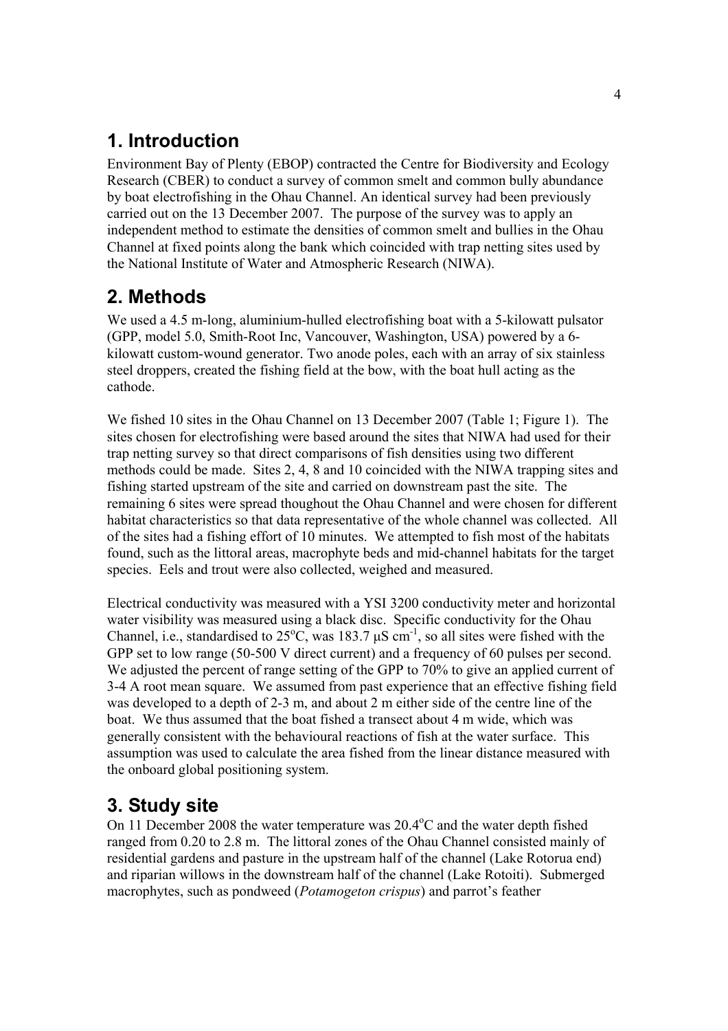## 1. Introduction

Environment Bay of Plenty (EBOP) contracted the Centre for Biodiversity and Ecology Research (CBER) to conduct a survey of common smelt and common bully abundance by boat electrofishing in the Ohau Channel. An identical survey had been previously carried out on the 13 December 2007. The purpose of the survey was to apply an independent method to estimate the densities of common smelt and bullies in the Ohau Channel at fixed points along the bank which coincided with trap netting sites used by the National Institute of Water and Atmospheric Research (NIWA).

## 2. Methods

We used a 4.5 m-long, aluminium-hulled electrofishing boat with a 5-kilowatt pulsator (GPP, model 5.0, Smith-Root Inc, Vancouver, Washington, USA) powered by a 6-kilowatt custom-wound generator. Two anode poles, each with an array of six stainless steel droppers, created the fishing field at the bow, with the boat hull acting as the cathode.

We fished 10 sites in the Ohau Channel on 13 December 2007 (Table 1; Figure 1). The sites chosen for electrofishing were based around the sites that NIWA had used for their trap netting survey so that direct comparisons of fish densities using two different methods could be made. Sites 2, 4, 8 and 10 coincided with the NIWA trapping sites and fishing started upstream of the site and carried on downstream past the site. The remaining 6 sites were spread thoughout the Ohau Channel and were chosen for different habitat characteristics so that data representative of the whole channel was collected. All of the sites had a fishing effort of 10 minutes. We attempted to fish most of the habitats found, such as the littoral areas, macrophyte beds and mid-channel habitats for the target species. Eels and trout were also collected, weighed and measured.

Electrical conductivity was measured with a YSI 3200 conductivity meter and horizontal water visibility was measured using a black disc. Specific conductivity for the Ohau Channel, i.e., standardised to 25$^{o}$C, was 183.7 µS cm$^{-1}$, so all sites were fished with the GPP set to low range (50-500 V direct current) and a frequency of 60 pulses per second. We adjusted the percent of range setting of the GPP to 70% to give an applied current of 3-4 A root mean square. We assumed from past experience that an effective fishing field was developed to a depth of 2-3 m, and about 2 m either side of the centre line of the boat. We thus assumed that the boat fished a transect about 4 m wide, which was generally consistent with the behavioural reactions of fish at the water surface. This assumption was used to calculate the area fished from the linear distance measured with the onboard global positioning system.

## 3. Study site

On 11 December 2008 the water temperature was 20.4$^{o}$C and the water depth fished ranged from 0.20 to 2.8 m. The littoral zones of the Ohau Channel consisted mainly of residential gardens and pasture in the upstream half of the channel (Lake Rotorua end) and riparian willows in the downstream half of the channel (Lake Rotoiti). Submerged macrophytes, such as pondweed (*Potamogeton crispus*) and parrot's feather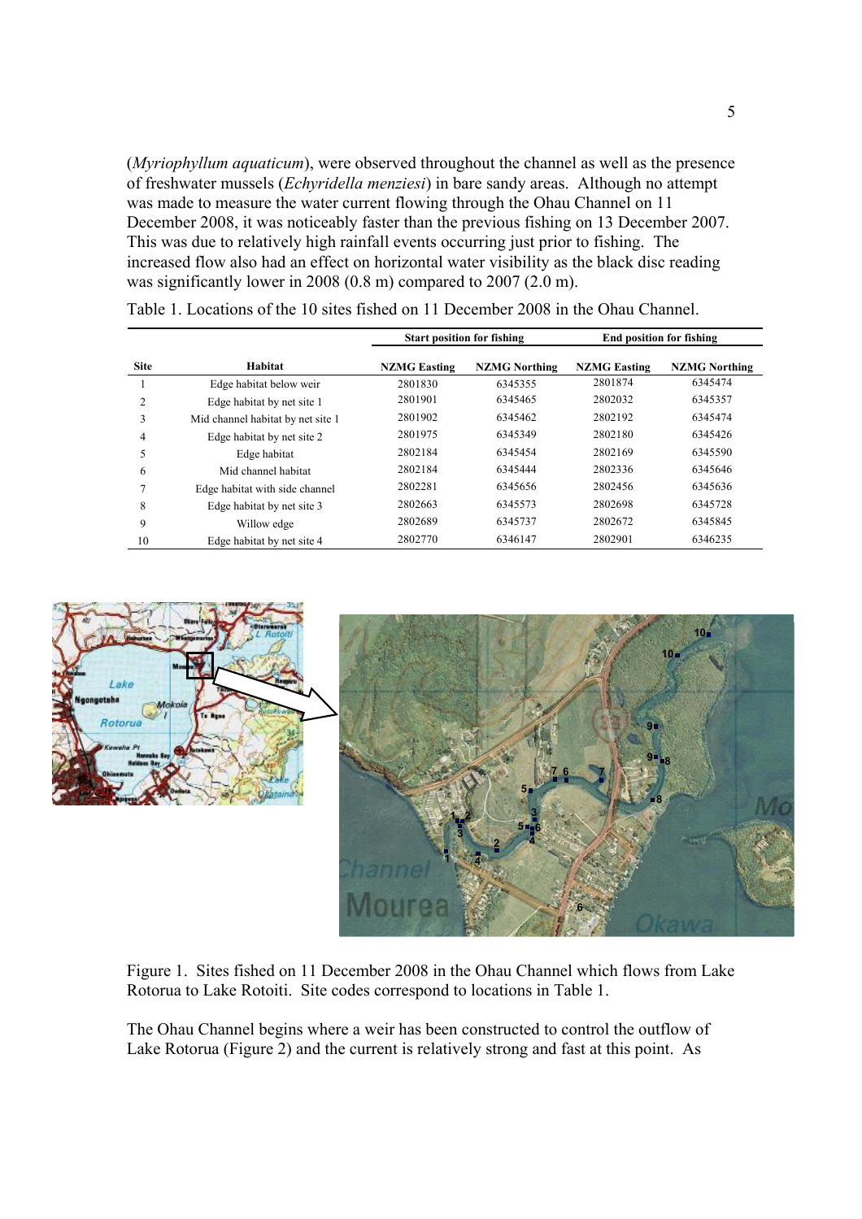(*Myriophyllum aquaticum*), were observed throughout the channel as well as the presence of freshwater mussels (*Echyridella menziesi*) in bare sandy areas. Although no attempt was made to measure the water current flowing through the Ohau Channel on 11 December 2008, it was noticeably faster than the previous fishing on 13 December 2007. This was due to relatively high rainfall events occurring just prior to fishing. The increased flow also had an effect on horizontal water visibility as the black disc reading was significantly lower in 2008 (0.8 m) compared to 2007 (2.0 m).

Table 1. Locations of the 10 sites fished on 11 December 2008 in the Ohau Channel.

| | | Start position for fishing | | End position for fishing | |
|---|---|---|---|---|---|
| Site | Habitat | NZMG Easting | NZMG Northing | NZMG Easting | NZMG Northing |
| 1 | Edge habitat below weir | 2801830 | 6345355 | 2801874 | 6345474 |
| 2 | Edge habitat by net site 1 | 2801901 | 6345465 | 2802032 | 6345357 |
| 3 | Mid channel habitat by net site 1 | 2801902 | 6345462 | 2802192 | 6345474 |
| 4 | Edge habitat by net site 2 | 2801975 | 6345349 | 2802180 | 6345426 |
| 5 | Edge habitat | 2802184 | 6345454 | 2802169 | 6345590 |
| 6 | Mid channel habitat | 2802184 | 6345444 | 2802336 | 6345646 |
| 7 | Edge habitat with side channel | 2802281 | 6345656 | 2802456 | 6345636 |
| 8 | Edge habitat by net site 3 | 2802663 | 6345573 | 2802698 | 6345728 |
| 9 | Willow edge | 2802689 | 6345737 | 2802672 | 6345845 |
| 10 | Edge habitat by net site 4 | 2802770 | 6346147 | 2802901 | 6346235 |

Figure 1. Sites fished on 11 December 2008 in the Ohau Channel which flows from Lake Rotorua to Lake Rotoiti. Site codes correspond to locations in Table 1.

The Ohau Channel begins where a weir has been constructed to control the outflow of Lake Rotorua (Figure 2) and the current is relatively strong and fast at this point. As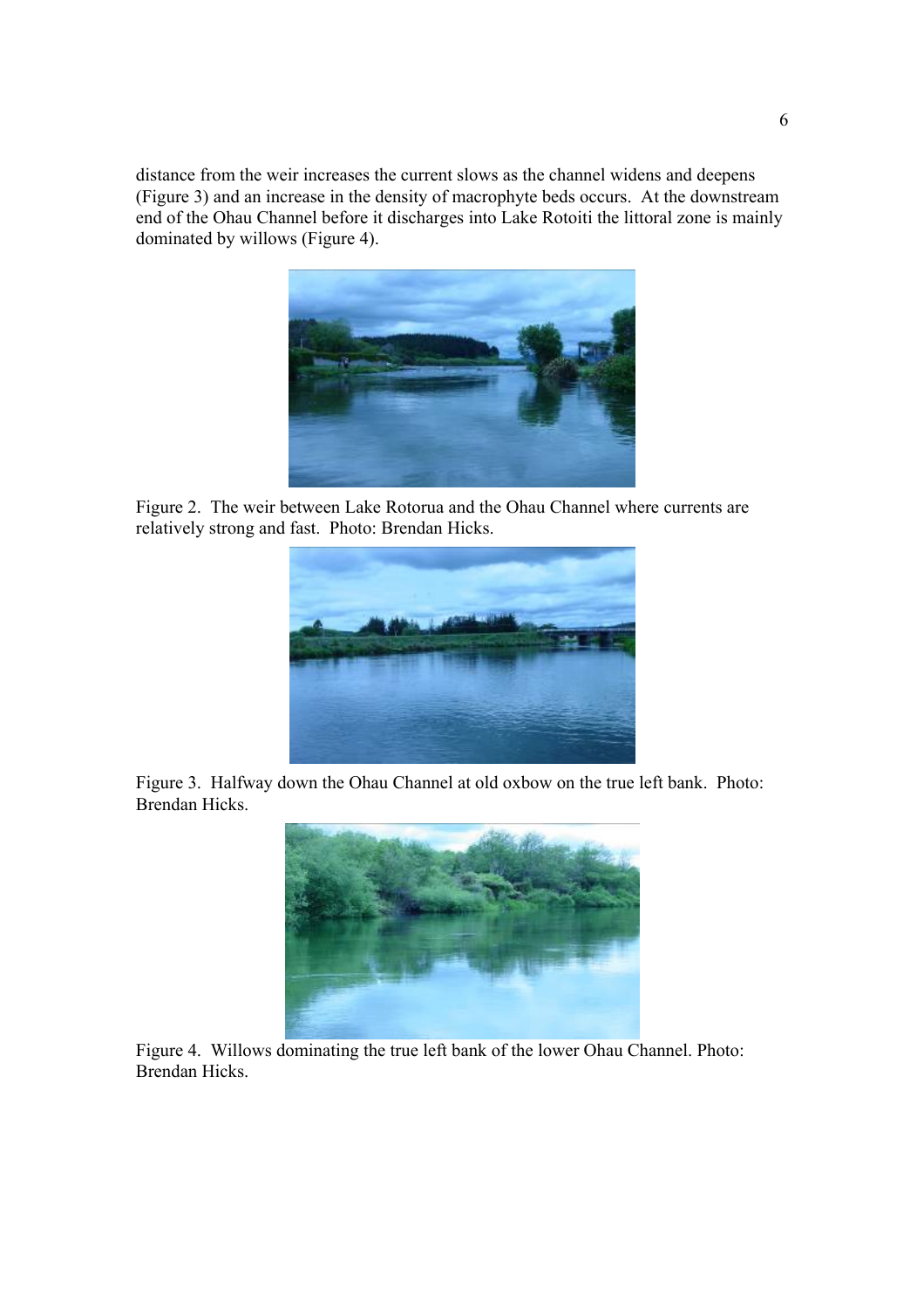distance from the weir increases the current slows as the channel widens and deepens (Figure 3) and an increase in the density of macrophyte beds occurs. At the downstream end of the Ohau Channel before it discharges into Lake Rotoiti the littoral zone is mainly dominated by willows (Figure 4).

Figure 2. The weir between Lake Rotorua and the Ohau Channel where currents are relatively strong and fast. Photo: Brendan Hicks.

Figure 3. Halfway down the Ohau Channel at old oxbow on the true left bank. Photo: Brendan Hicks.

Figure 4. Willows dominating the true left bank of the lower Ohau Channel. Photo: Brendan Hicks.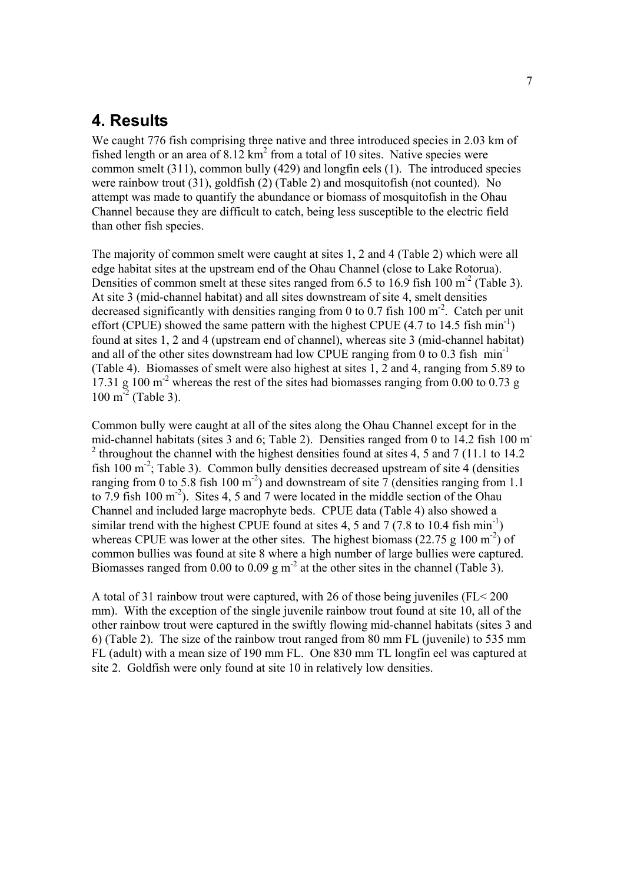## 4. Results

We caught 776 fish comprising three native and three introduced species in 2.03 km of fished length or an area of 8.12 $km^2$ from a total of 10 sites. Native species were common smelt (311), common bully (429) and longfin eels (1). The introduced species were rainbow trout (31), goldfish (2) (Table 2) and mosquitofish (not counted). No attempt was made to quantify the abundance or biomass of mosquitofish in the Ohau Channel because they are difficult to catch, being less susceptible to the electric field than other fish species.

The majority of common smelt were caught at sites 1, 2 and 4 (Table 2) which were all edge habitat sites at the upstream end of the Ohau Channel (close to Lake Rotorua). Densities of common smelt at these sites ranged from 6.5 to 16.9 fish 100 $m^{-2}$ (Table 3). At site 3 (mid-channel habitat) and all sites downstream of site 4, smelt densities decreased significantly with densities ranging from 0 to 0.7 fish 100 $m^{-2}$. Catch per unit effort (CPUE) showed the same pattern with the highest CPUE (4.7 to 14.5 fish $min^{-1}$) found at sites 1, 2 and 4 (upstream end of channel), whereas site 3 (mid-channel habitat) and all of the other sites downstream had low CPUE ranging from 0 to 0.3 fish $min^{-1}$ (Table 4). Biomasses of smelt were also highest at sites 1, 2 and 4, ranging from 5.89 to 17.31 g 100 $m^{-2}$ whereas the rest of the sites had biomasses ranging from 0.00 to 0.73 g 100 $m^{-2}$ (Table 3).

Common bully were caught at all of the sites along the Ohau Channel except for in the mid-channel habitats (sites 3 and 6; Table 2). Densities ranged from 0 to 14.2 fish 100 $m^{-2}$ throughout the channel with the highest densities found at sites 4, 5 and 7 (11.1 to 14.2 fish 100 $m^{-2}$; Table 3). Common bully densities decreased upstream of site 4 (densities ranging from 0 to 5.8 fish 100 $m^{-2}$) and downstream of site 7 (densities ranging from 1.1 to 7.9 fish 100 $m^{-2}$). Sites 4, 5 and 7 were located in the middle section of the Ohau Channel and included large macrophyte beds. CPUE data (Table 4) also showed a similar trend with the highest CPUE found at sites 4, 5 and 7 (7.8 to 10.4 fish $min^{-1}$) whereas CPUE was lower at the other sites. The highest biomass (22.75 g 100 $m^{-2}$) of common bullies was found at site 8 where a high number of large bullies were captured. Biomasses ranged from 0.00 to 0.09 g $m^{-2}$ at the other sites in the channel (Table 3).

A total of 31 rainbow trout were captured, with 26 of those being juveniles (FL< 200 mm). With the exception of the single juvenile rainbow trout found at site 10, all of the other rainbow trout were captured in the swiftly flowing mid-channel habitats (sites 3 and 6) (Table 2). The size of the rainbow trout ranged from 80 mm FL (juvenile) to 535 mm FL (adult) with a mean size of 190 mm FL. One 830 mm TL longfin eel was captured at site 2. Goldfish were only found at site 10 in relatively low densities.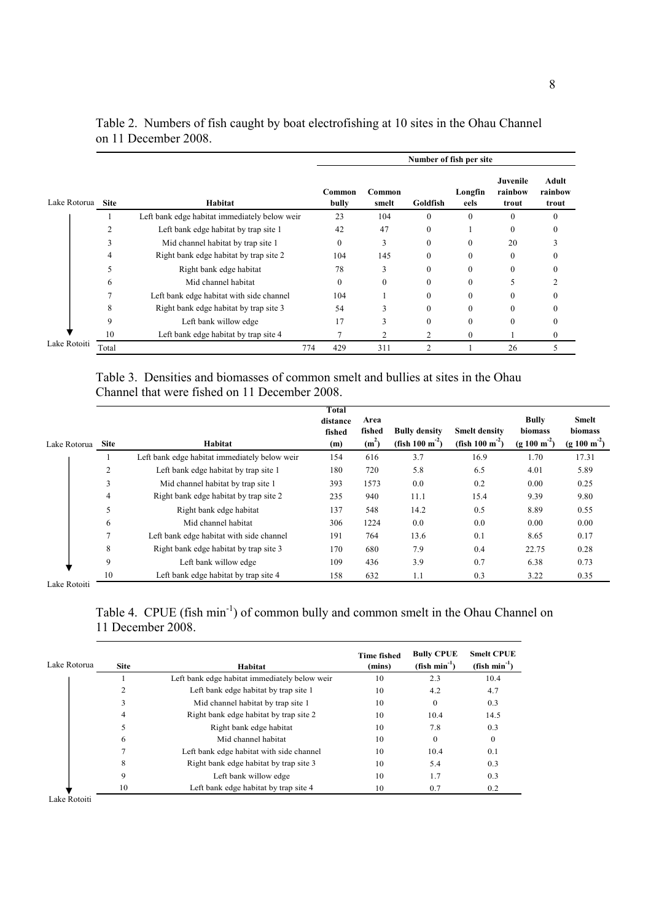Table 2. Numbers of fish caught by boat electrofishing at 10 sites in the Ohau Channel on 11 December 2008.

| | | | Number of fish per site | | | | | |
|---|---|---|---|---|---|---|---|---|
| Lake Rotorua | Site | Habitat | Common bully | Common smelt | Goldfish | Longfin eels | Juvenile rainbow trout | Adult rainbow trout |
| | 1 | Left bank edge habitat immediately below weir | 23 | 104 | 0 | 0 | 0 | 0 |
| | 2 | Left bank edge habitat by trap site 1 | 42 | 47 | 0 | 1 | 0 | 0 |
| | 3 | Mid channel habitat by trap site 1 | 0 | 3 | 0 | 0 | 20 | 3 |
| | 4 | Right bank edge habitat by trap site 2 | 104 | 145 | 0 | 0 | 0 | 0 |
| | 5 | Right bank edge habitat | 78 | 3 | 0 | 0 | 0 | 0 |
| | 6 | Mid channel habitat | 0 | 0 | 0 | 0 | 5 | 2 |
| | 7 | Left bank edge habitat with side channel | 104 | 1 | 0 | 0 | 0 | 0 |
| | 8 | Right bank edge habitat by trap site 3 | 54 | 3 | 0 | 0 | 0 | 0 |
| | 9 | Left bank willow edge | 17 | 3 | 0 | 0 | 0 | 0 |
| | 10 | Left bank edge habitat by trap site 4 | 7 | 2 | 2 | 0 | 1 | 0 |
| Lake Rotoiti | Total | 774 | 429 | 311 | 2 | 1 | 26 | 5 |

Table 3. Densities and biomasses of common smelt and bullies at sites in the Ohau Channel that were fished on 11 December 2008.

| Lake Rotorua | Site | Habitat | Total distance fished (m) | Area fished ($m^2$) | Bully density (fish 100 $m^{-2}$) | Smelt density (fish 100 $m^{-2}$) | Bully biomass (g 100 $m^{-2}$) | Smelt biomass (g 100 $m^{-2}$) |
|---|---|---|---|---|---|---|---|---|
| | 1 | Left bank edge habitat immediately below weir | 154 | 616 | 3.7 | 16.9 | 1.70 | 17.31 |
| | 2 | Left bank edge habitat by trap site 1 | 180 | 720 | 5.8 | 6.5 | 4.01 | 5.89 |
| | 3 | Mid channel habitat by trap site 1 | 393 | 1573 | 0.0 | 0.2 | 0.00 | 0.25 |
| | 4 | Right bank edge habitat by trap site 2 | 235 | 940 | 11.1 | 15.4 | 9.39 | 9.80 |
| | 5 | Right bank edge habitat | 137 | 548 | 14.2 | 0.5 | 8.89 | 0.55 |
| | 6 | Mid channel habitat | 306 | 1224 | 0.0 | 0.0 | 0.00 | 0.00 |
| | 7 | Left bank edge habitat with side channel | 191 | 764 | 13.6 | 0.1 | 8.65 | 0.17 |
| | 8 | Right bank edge habitat by trap site 3 | 170 | 680 | 7.9 | 0.4 | 22.75 | 0.28 |
| | 9 | Left bank willow edge | 109 | 436 | 3.9 | 0.7 | 6.38 | 0.73 |
| | 10 | Left bank edge habitat by trap site 4 | 158 | 632 | 1.1 | 0.3 | 3.22 | 0.35 |
| Lake Rotoiti | | | | | | | | |

Table 4. CPUE (fish $min^{-1}$) of common bully and common smelt in the Ohau Channel on 11 December 2008.

| Lake Rotorua | Site | Habitat | Time fished (mins) | Bully CPUE (fish $min^{-1}$) | Smelt CPUE (fish $min^{-1}$) |
|---|---|---|---|---|---|
| | 1 | Left bank edge habitat immediately below weir | 10 | 2.3 | 10.4 |
| | 2 | Left bank edge habitat by trap site 1 | 10 | 4.2 | 4.7 |
| | 3 | Mid channel habitat by trap site 1 | 10 | 0 | 0.3 |
| | 4 | Right bank edge habitat by trap site 2 | 10 | 10.4 | 14.5 |
| | 5 | Right bank edge habitat | 10 | 7.8 | 0.3 |
| | 6 | Mid channel habitat | 10 | 0 | 0 |
| | 7 | Left bank edge habitat with side channel | 10 | 10.4 | 0.1 |
| | 8 | Right bank edge habitat by trap site 3 | 10 | 5.4 | 0.3 |
| | 9 | Left bank willow edge | 10 | 1.7 | 0.3 |
| | 10 | Left bank edge habitat by trap site 4 | 10 | 0.7 | 0.2 |
| Lake Rotoiti | | | | | |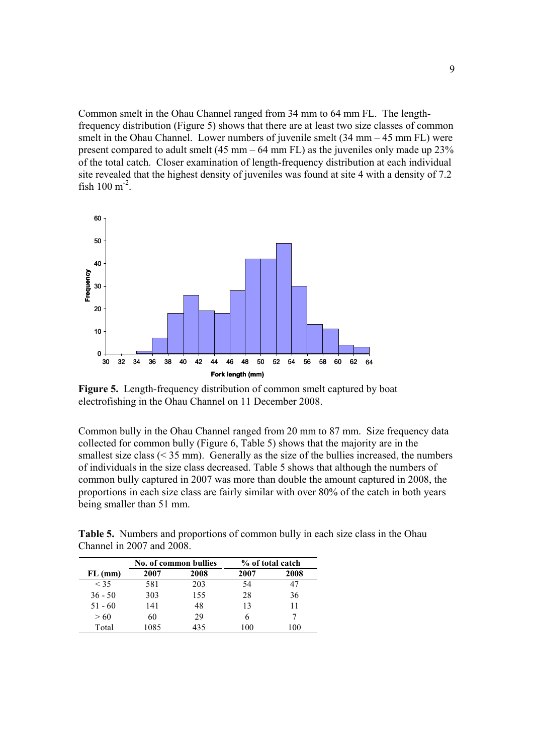Common smelt in the Ohau Channel ranged from 34 mm to 64 mm FL. The length-frequency distribution (Figure 5) shows that there are at least two size classes of common smelt in the Ohau Channel. Lower numbers of juvenile smelt (34 mm – 45 mm FL) were present compared to adult smelt (45 mm – 64 mm FL) as the juveniles only made up 23% of the total catch. Closer examination of length-frequency distribution at each individual site revealed that the highest density of juveniles was found at site 4 with a density of 7.2 fish 100 $m^{-2}$.

**Figure 5.** Length-frequency distribution of common smelt captured by boat electrofishing in the Ohau Channel on 11 December 2008.

Common bully in the Ohau Channel ranged from 20 mm to 87 mm. Size frequency data collected for common bully (Figure 6, Table 5) shows that the majority are in the smallest size class (< 35 mm). Generally as the size of the bullies increased, the numbers of individuals in the size class decreased. Table 5 shows that although the numbers of common bully captured in 2007 was more than double the amount captured in 2008, the proportions in each size class are fairly similar with over 80% of the catch in both years being smaller than 51 mm.

**Table 5.** Numbers and proportions of common bully in each size class in the Ohau Channel in 2007 and 2008.

| | No. of common bullies | | % of total catch | |
|---|---|---|---|---|
| FL (mm) | 2007 | 2008 | 2007 | 2008 |
| < 35 | 581 | 203 | 54 | 47 |
| 36 - 50 | 303 | 155 | 28 | 36 |
| 51 - 60 | 141 | 48 | 13 | 11 |
| > 60 | 60 | 29 | 6 | 7 |
| Total | 1085 | 435 | 100 | 100 |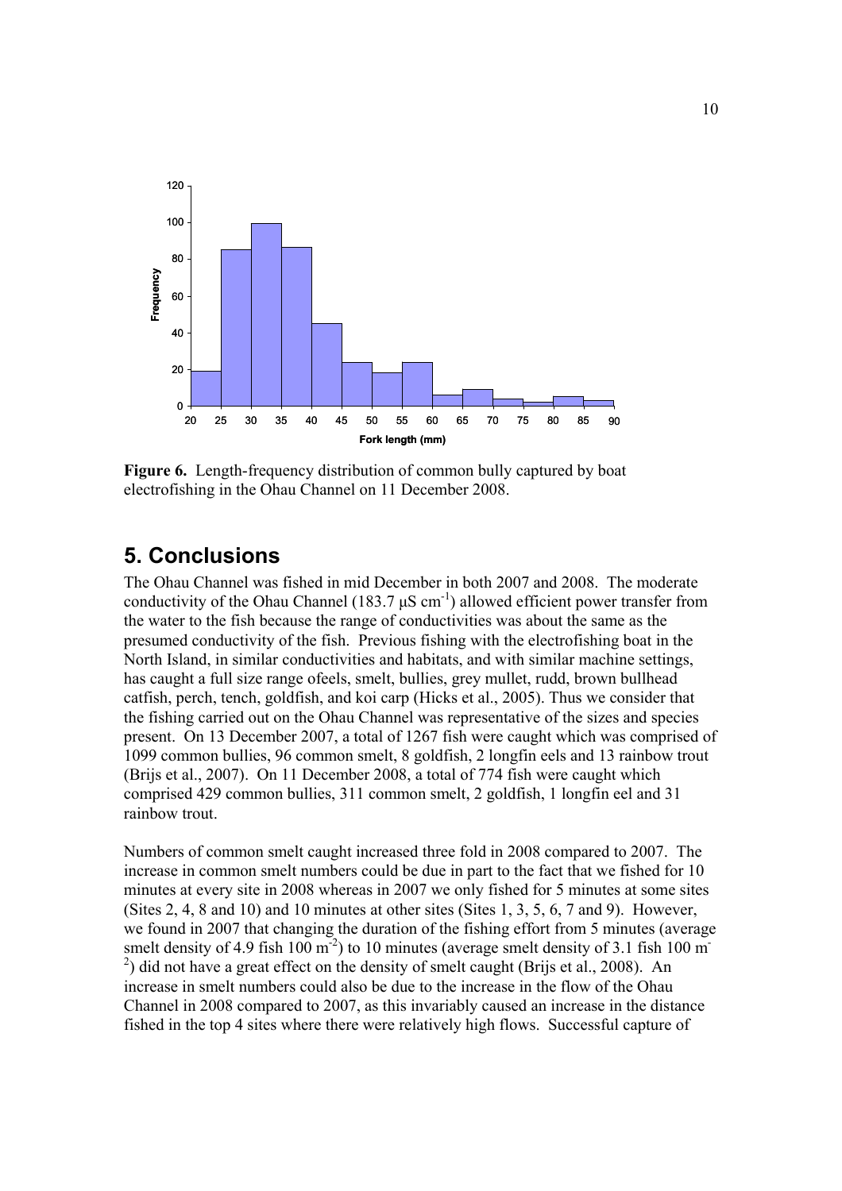**Figure 6.** Length-frequency distribution of common bully captured by boat electrofishing in the Ohau Channel on 11 December 2008.

## 5. Conclusions

The Ohau Channel was fished in mid December in both 2007 and 2008. The moderate conductivity of the Ohau Channel (183.7 µS $cm^{-1}$) allowed efficient power transfer from the water to the fish because the range of conductivities was about the same as the presumed conductivity of the fish. Previous fishing with the electrofishing boat in the North Island, in similar conductivities and habitats, and with similar machine settings, has caught a full size range ofeels, smelt, bullies, grey mullet, rudd, brown bullhead catfish, perch, tench, goldfish, and koi carp (Hicks et al., 2005). Thus we consider that the fishing carried out on the Ohau Channel was representative of the sizes and species present. On 13 December 2007, a total of 1267 fish were caught which was comprised of 1099 common bullies, 96 common smelt, 8 goldfish, 2 longfin eels and 13 rainbow trout (Brijs et al., 2007). On 11 December 2008, a total of 774 fish were caught which comprised 429 common bullies, 311 common smelt, 2 goldfish, 1 longfin eel and 31 rainbow trout.

Numbers of common smelt caught increased three fold in 2008 compared to 2007. The increase in common smelt numbers could be due in part to the fact that we fished for 10 minutes at every site in 2008 whereas in 2007 we only fished for 5 minutes at some sites (Sites 2, 4, 8 and 10) and 10 minutes at other sites (Sites 1, 3, 5, 6, 7 and 9). However, we found in 2007 that changing the duration of the fishing effort from 5 minutes (average smelt density of 4.9 fish 100 $m^{-2}$) to 10 minutes (average smelt density of 3.1 fish 100 $m^{-2}$) did not have a great effect on the density of smelt caught (Brijs et al., 2008). An increase in smelt numbers could also be due to the increase in the flow of the Ohau Channel in 2008 compared to 2007, as this invariably caused an increase in the distance fished in the top 4 sites where there were relatively high flows. Successful capture of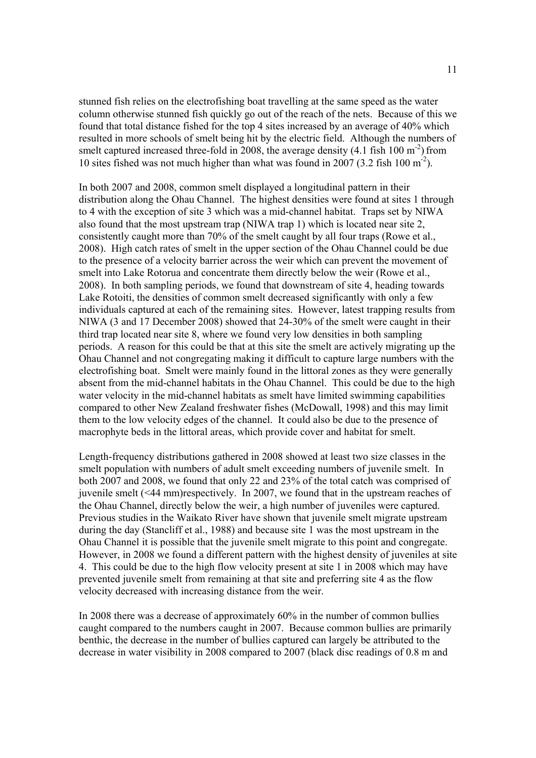stunned fish relies on the electrofishing boat travelling at the same speed as the water column otherwise stunned fish quickly go out of the reach of the nets. Because of this we found that total distance fished for the top 4 sites increased by an average of 40% which resulted in more schools of smelt being hit by the electric field. Although the numbers of smelt captured increased three-fold in 2008, the average density (4.1 fish 100 $m^{-2}$) from 10 sites fished was not much higher than what was found in 2007 (3.2 fish 100 $m^{-2}$).

In both 2007 and 2008, common smelt displayed a longitudinal pattern in their distribution along the Ohau Channel. The highest densities were found at sites 1 through to 4 with the exception of site 3 which was a mid-channel habitat. Traps set by NIWA also found that the most upstream trap (NIWA trap 1) which is located near site 2, consistently caught more than 70% of the smelt caught by all four traps (Rowe et al., 2008). High catch rates of smelt in the upper section of the Ohau Channel could be due to the presence of a velocity barrier across the weir which can prevent the movement of smelt into Lake Rotorua and concentrate them directly below the weir (Rowe et al., 2008). In both sampling periods, we found that downstream of site 4, heading towards Lake Rotoiti, the densities of common smelt decreased significantly with only a few individuals captured at each of the remaining sites. However, latest trapping results from NIWA (3 and 17 December 2008) showed that 24-30% of the smelt were caught in their third trap located near site 8, where we found very low densities in both sampling periods. A reason for this could be that at this site the smelt are actively migrating up the Ohau Channel and not congregating making it difficult to capture large numbers with the electrofishing boat. Smelt were mainly found in the littoral zones as they were generally absent from the mid-channel habitats in the Ohau Channel. This could be due to the high water velocity in the mid-channel habitats as smelt have limited swimming capabilities compared to other New Zealand freshwater fishes (McDowall, 1998) and this may limit them to the low velocity edges of the channel. It could also be due to the presence of macrophyte beds in the littoral areas, which provide cover and habitat for smelt.

Length-frequency distributions gathered in 2008 showed at least two size classes in the smelt population with numbers of adult smelt exceeding numbers of juvenile smelt. In both 2007 and 2008, we found that only 22 and 23% of the total catch was comprised of juvenile smelt (<44 mm)respectively. In 2007, we found that in the upstream reaches of the Ohau Channel, directly below the weir, a high number of juveniles were captured. Previous studies in the Waikato River have shown that juvenile smelt migrate upstream during the day (Stancliff et al., 1988) and because site 1 was the most upstream in the Ohau Channel it is possible that the juvenile smelt migrate to this point and congregate. However, in 2008 we found a different pattern with the highest density of juveniles at site 4. This could be due to the high flow velocity present at site 1 in 2008 which may have prevented juvenile smelt from remaining at that site and preferring site 4 as the flow velocity decreased with increasing distance from the weir.

In 2008 there was a decrease of approximately 60% in the number of common bullies caught compared to the numbers caught in 2007. Because common bullies are primarily benthic, the decrease in the number of bullies captured can largely be attributed to the decrease in water visibility in 2008 compared to 2007 (black disc readings of 0.8 m and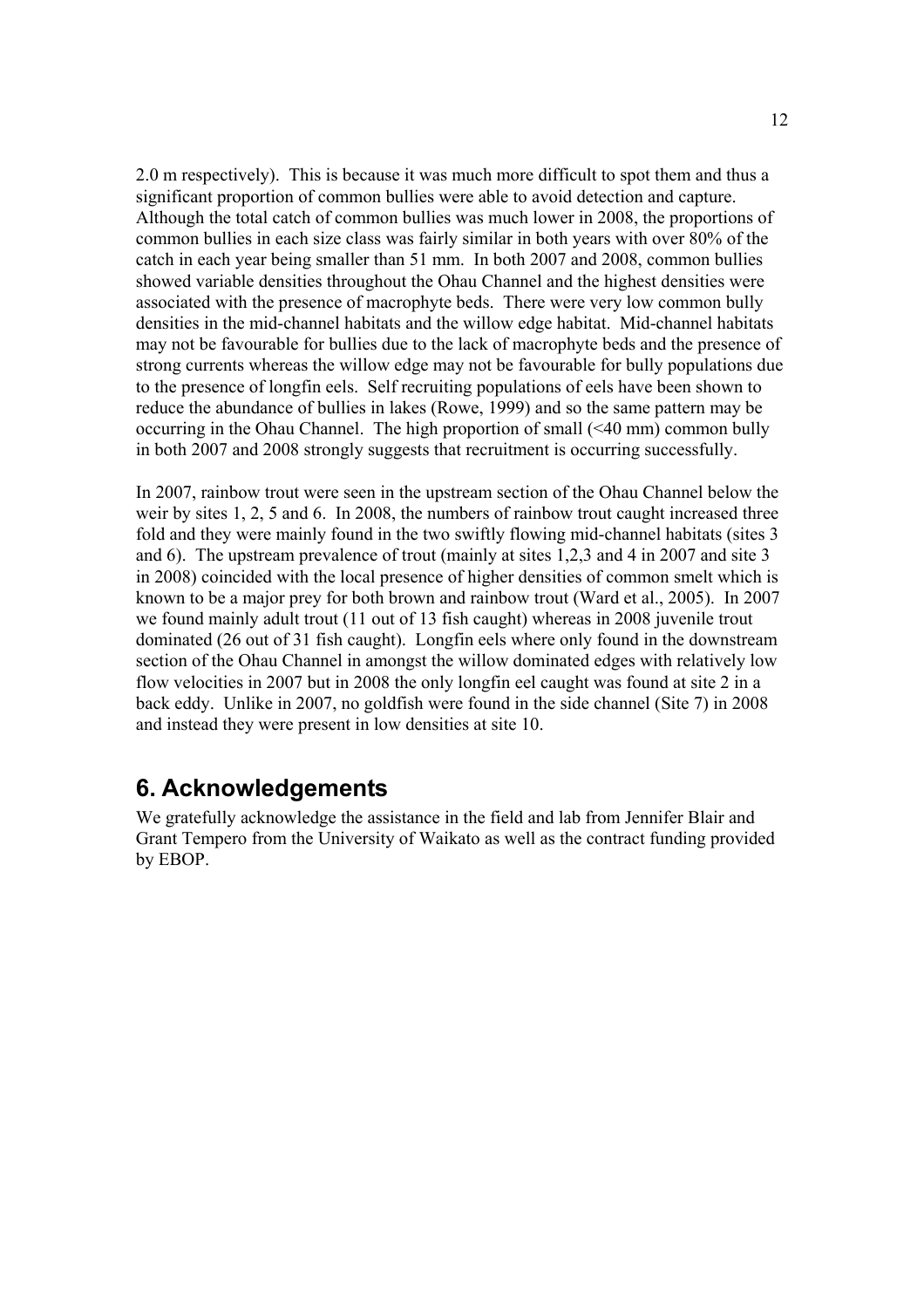2.0 m respectively). This is because it was much more difficult to spot them and thus a significant proportion of common bullies were able to avoid detection and capture. Although the total catch of common bullies was much lower in 2008, the proportions of common bullies in each size class was fairly similar in both years with over 80% of the catch in each year being smaller than 51 mm. In both 2007 and 2008, common bullies showed variable densities throughout the Ohau Channel and the highest densities were associated with the presence of macrophyte beds. There were very low common bully densities in the mid-channel habitats and the willow edge habitat. Mid-channel habitats may not be favourable for bullies due to the lack of macrophyte beds and the presence of strong currents whereas the willow edge may not be favourable for bully populations due to the presence of longfin eels. Self recruiting populations of eels have been shown to reduce the abundance of bullies in lakes (Rowe, 1999) and so the same pattern may be occurring in the Ohau Channel. The high proportion of small (<40 mm) common bully in both 2007 and 2008 strongly suggests that recruitment is occurring successfully.

In 2007, rainbow trout were seen in the upstream section of the Ohau Channel below the weir by sites 1, 2, 5 and 6. In 2008, the numbers of rainbow trout caught increased three fold and they were mainly found in the two swiftly flowing mid-channel habitats (sites 3 and 6). The upstream prevalence of trout (mainly at sites 1,2,3 and 4 in 2007 and site 3 in 2008) coincided with the local presence of higher densities of common smelt which is known to be a major prey for both brown and rainbow trout (Ward et al., 2005). In 2007 we found mainly adult trout (11 out of 13 fish caught) whereas in 2008 juvenile trout dominated (26 out of 31 fish caught). Longfin eels where only found in the downstream section of the Ohau Channel in amongst the willow dominated edges with relatively low flow velocities in 2007 but in 2008 the only longfin eel caught was found at site 2 in a back eddy. Unlike in 2007, no goldfish were found in the side channel (Site 7) in 2008 and instead they were present in low densities at site 10.

## 6. Acknowledgements

We gratefully acknowledge the assistance in the field and lab from Jennifer Blair and Grant Tempero from the University of Waikato as well as the contract funding provided by EBOP.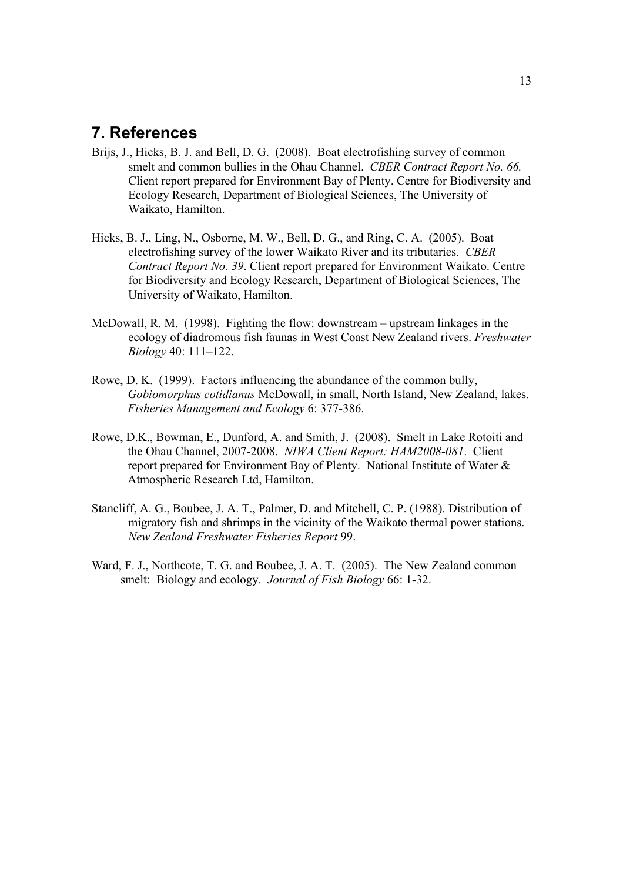## 7. References

Brijs, J., Hicks, B. J. and Bell, D. G. (2008). Boat electrofishing survey of common smelt and common bullies in the Ohau Channel. *CBER Contract Report No. 66.* Client report prepared for Environment Bay of Plenty. Centre for Biodiversity and Ecology Research, Department of Biological Sciences, The University of Waikato, Hamilton.

Hicks, B. J., Ling, N., Osborne, M. W., Bell, D. G., and Ring, C. A. (2005). Boat electrofishing survey of the lower Waikato River and its tributaries. *CBER Contract Report No. 39*. Client report prepared for Environment Waikato. Centre for Biodiversity and Ecology Research, Department of Biological Sciences, The University of Waikato, Hamilton.

McDowall, R. M. (1998). Fighting the flow: downstream – upstream linkages in the ecology of diadromous fish faunas in West Coast New Zealand rivers. *Freshwater Biology* 40: 111–122.

Rowe, D. K. (1999). Factors influencing the abundance of the common bully, *Gobiomorphus cotidianus* McDowall, in small, North Island, New Zealand, lakes. *Fisheries Management and Ecology* 6: 377-386.

Rowe, D.K., Bowman, E., Dunford, A. and Smith, J. (2008). Smelt in Lake Rotoiti and the Ohau Channel, 2007-2008. *NIWA Client Report: HAM2008-081*. Client report prepared for Environment Bay of Plenty. National Institute of Water & Atmospheric Research Ltd, Hamilton.

Stancliff, A. G., Boubee, J. A. T., Palmer, D. and Mitchell, C. P. (1988). Distribution of migratory fish and shrimps in the vicinity of the Waikato thermal power stations. *New Zealand Freshwater Fisheries Report* 99.

Ward, F. J., Northcote, T. G. and Boubee, J. A. T. (2005). The New Zealand common smelt: Biology and ecology. *Journal of Fish Biology* 66: 1-32.